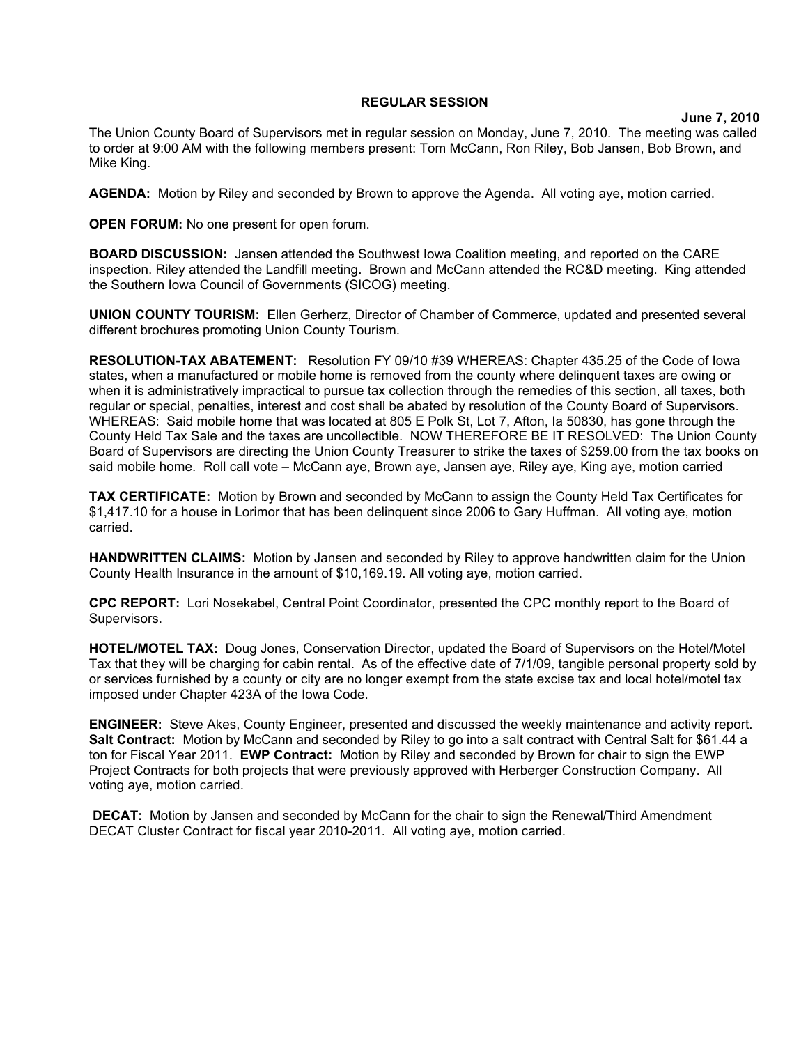**REGULAR SESSION**

**June 7, 2010**

The Union County Board of Supervisors met in regular session on Monday, June 7, 2010. The meeting was called to order at 9:00 AM with the following members present: Tom McCann, Ron Riley, Bob Jansen, Bob Brown, and Mike King.

**AGENDA:** Motion by Riley and seconded by Brown to approve the Agenda. All voting aye, motion carried.

**OPEN FORUM:** No one present for open forum.

**BOARD DISCUSSION:** Jansen attended the Southwest Iowa Coalition meeting, and reported on the CARE inspection. Riley attended the Landfill meeting. Brown and McCann attended the RC&D meeting. King attended the Southern Iowa Council of Governments (SICOG) meeting.

**UNION COUNTY TOURISM:** Ellen Gerherz, Director of Chamber of Commerce, updated and presented several different brochures promoting Union County Tourism.

**RESOLUTION-TAX ABATEMENT:** Resolution FY 09/10 #39 WHEREAS: Chapter 435.25 of the Code of Iowa states, when a manufactured or mobile home is removed from the county where delinquent taxes are owing or when it is administratively impractical to pursue tax collection through the remedies of this section, all taxes, both regular or special, penalties, interest and cost shall be abated by resolution of the County Board of Supervisors. WHEREAS: Said mobile home that was located at 805 E Polk St, Lot 7, Afton, Ia 50830, has gone through the County Held Tax Sale and the taxes are uncollectible. NOW THEREFORE BE IT RESOLVED: The Union County Board of Supervisors are directing the Union County Treasurer to strike the taxes of $259.00 from the tax books on said mobile home. Roll call vote – McCann aye, Brown aye, Jansen aye, Riley aye, King aye, motion carried

**TAX CERTIFICATE:** Motion by Brown and seconded by McCann to assign the County Held Tax Certificates for $1,417.10 for a house in Lorimor that has been delinquent since 2006 to Gary Huffman. All voting aye, motion carried.

**HANDWRITTEN CLAIMS:** Motion by Jansen and seconded by Riley to approve handwritten claim for the Union County Health Insurance in the amount of $10,169.19. All voting aye, motion carried.

**CPC REPORT:** Lori Nosekabel, Central Point Coordinator, presented the CPC monthly report to the Board of Supervisors.

**HOTEL/MOTEL TAX:** Doug Jones, Conservation Director, updated the Board of Supervisors on the Hotel/Motel Tax that they will be charging for cabin rental. As of the effective date of 7/1/09, tangible personal property sold by or services furnished by a county or city are no longer exempt from the state excise tax and local hotel/motel tax imposed under Chapter 423A of the Iowa Code.

**ENGINEER:** Steve Akes, County Engineer, presented and discussed the weekly maintenance and activity report. **Salt Contract:** Motion by McCann and seconded by Riley to go into a salt contract with Central Salt for $61.44 a ton for Fiscal Year 2011. **EWP Contract:** Motion by Riley and seconded by Brown for chair to sign the EWP Project Contracts for both projects that were previously approved with Herberger Construction Company. All voting aye, motion carried.

**DECAT:** Motion by Jansen and seconded by McCann for the chair to sign the Renewal/Third Amendment DECAT Cluster Contract for fiscal year 2010-2011. All voting aye, motion carried.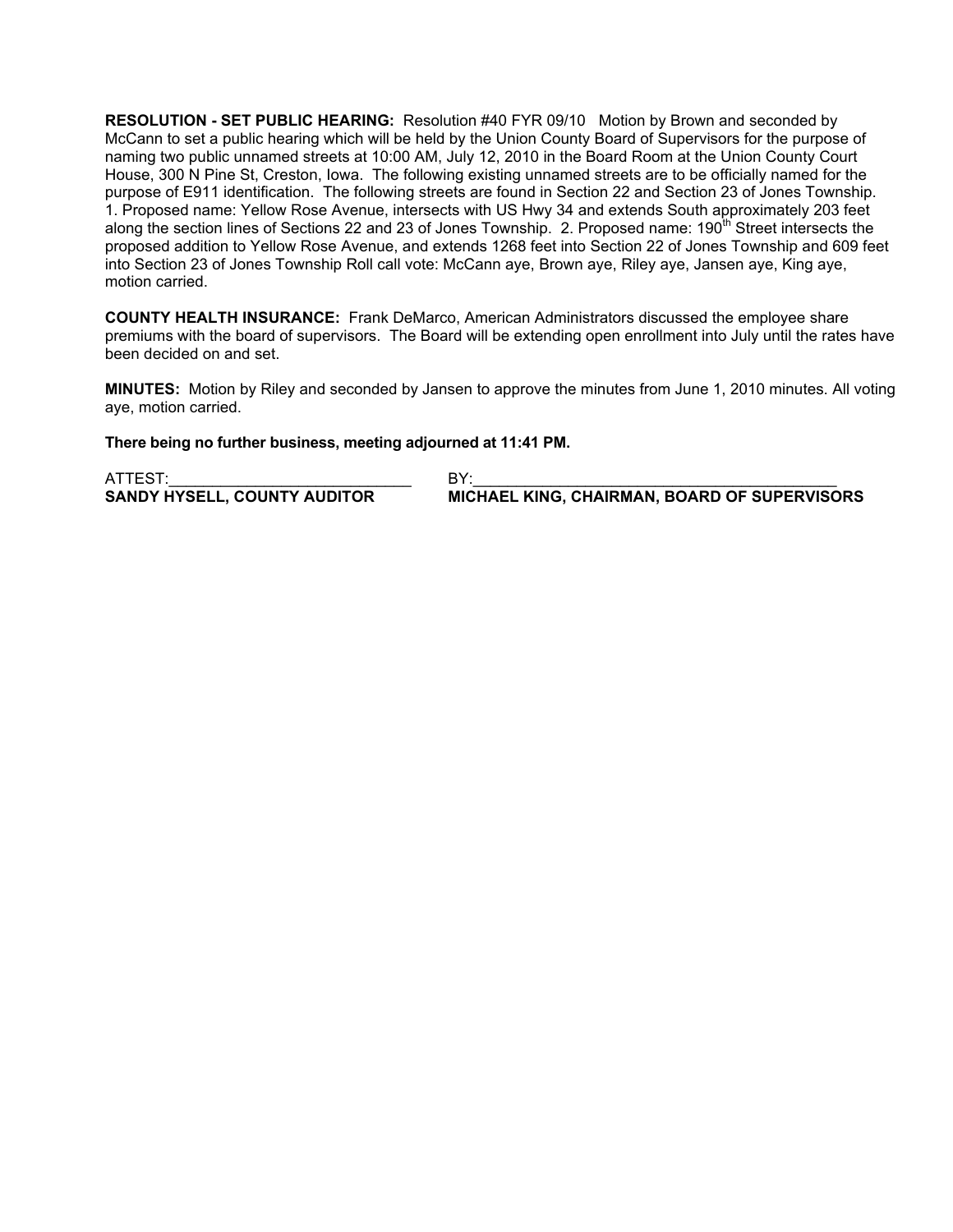**RESOLUTION - SET PUBLIC HEARING:** Resolution #40 FYR 09/10 Motion by Brown and seconded by McCann to set a public hearing which will be held by the Union County Board of Supervisors for the purpose of naming two public unnamed streets at 10:00 AM, July 12, 2010 in the Board Room at the Union County Court House, 300 N Pine St, Creston, Iowa. The following existing unnamed streets are to be officially named for the purpose of E911 identification. The following streets are found in Section 22 and Section 23 of Jones Township. 1. Proposed name: Yellow Rose Avenue, intersects with US Hwy 34 and extends South approximately 203 feet along the section lines of Sections 22 and 23 of Jones Township. 2. Proposed name: 190th Street intersects the proposed addition to Yellow Rose Avenue, and extends 1268 feet into Section 22 of Jones Township and 609 feet into Section 23 of Jones Township Roll call vote: McCann aye, Brown aye, Riley aye, Jansen aye, King aye, motion carried.

**COUNTY HEALTH INSURANCE:** Frank DeMarco, American Administrators discussed the employee share premiums with the board of supervisors. The Board will be extending open enrollment into July until the rates have been decided on and set.

**MINUTES:** Motion by Riley and seconded by Jansen to approve the minutes from June 1, 2010 minutes. All voting aye, motion carried.

**There being no further business, meeting adjourned at 11:41 PM.**

ATTEST:____________________________
**SANDY HYSELL, COUNTY AUDITOR**

BY:____________________________________________
**MICHAEL KING, CHAIRMAN, BOARD OF SUPERVISORS**